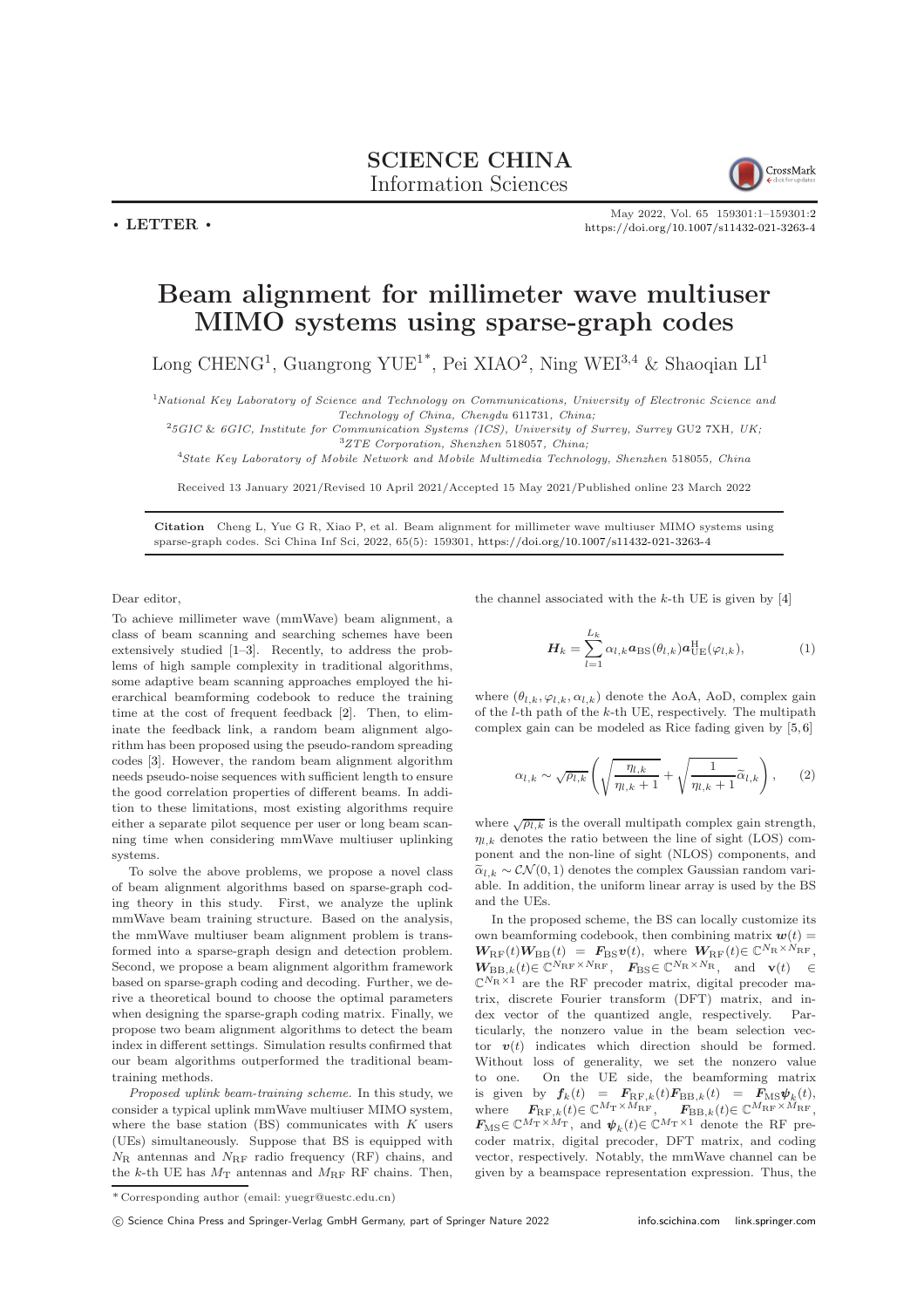SCIENCE CHINA
Information Sciences

• LETTER •

# Beam alignment for millimeter wave multiuser MIMO systems using sparse-graph codes

Long CHENG[1], Guangrong YUE[1*], Pei XIAO[2], Ning WEI[3,4] & Shaoqian LI[1]

[1]*National Key Laboratory of Science and Technology on Communications, University of Electronic Science and Technology of China, Chengdu* 611731*, China;*
[2]*5GIC & 6GIC, Institute for Communication Systems (ICS), University of Surrey, Surrey* GU2 7XH*, UK;*
[3]*ZTE Corporation, Shenzhen* 518057*, China;*
[4]*State Key Laboratory of Mobile Network and Mobile Multimedia Technology, Shenzhen* 518055*, China*

Received 13 January 2021/Revised 10 April 2021/Accepted 15 May 2021/Published online 23 March 2022

**Citation** Cheng L, Yue G R, Xiao P, et al. Beam alignment for millimeter wave multiuser MIMO systems using sparse-graph codes. Sci China Inf Sci, 2022, 65(5): 159301, https://doi.org/10.1007/s11432-021-3263-4

Dear editor,

To achieve millimeter wave (mmWave) beam alignment, a class of beam scanning and searching schemes have been extensively studied [1–3]. Recently, to address the problems of high sample complexity in traditional algorithms, some adaptive beam scanning approaches employed the hierarchical beamforming codebook to reduce the training time at the cost of frequent feedback [2]. Then, to eliminate the feedback link, a random beam alignment algorithm has been proposed using the pseudo-random spreading codes [3]. However, the random beam alignment algorithm needs pseudo-noise sequences with sufficient length to ensure the good correlation properties of different beams. In addition to these limitations, most existing algorithms require either a separate pilot sequence per user or long beam scanning time when considering mmWave multiuser uplinking systems.

To solve the above problems, we propose a novel class of beam alignment algorithms based on sparse-graph coding theory in this study. First, we analyze the uplink mmWave beam training structure. Based on the analysis, the mmWave multiuser beam alignment problem is transformed into a sparse-graph design and detection problem. Second, we propose a beam alignment algorithm framework based on sparse-graph coding and decoding. Further, we derive a theoretical bound to choose the optimal parameters when designing the sparse-graph coding matrix. Finally, we propose two beam alignment algorithms to detect the beam index in different settings. Simulation results confirmed that our beam algorithms outperformed the traditional beam-training methods.

*Proposed uplink beam-training scheme.* In this study, we consider a typical uplink mmWave multiuser MIMO system, where the base station (BS) communicates with $K$ users (UEs) simultaneously. Suppose that BS is equipped with $N_{\rm R}$ antennas and $N_{\rm RF}$ radio frequency (RF) chains, and the $k$-th UE has $M_{\rm T}$ antennas and $M_{\rm RF}$ RF chains. Then, the channel associated with the $k$-th UE is given by [4]

$$\boldsymbol{H}_k = \sum_{l=1}^{L_k} \alpha_{l,k} \boldsymbol{a}_{\rm BS}(\theta_{l,k}) \boldsymbol{a}_{\rm UE}^{\rm H}(\varphi_{l,k}), \tag{1}$$

where $(\theta_{l,k}, \varphi_{l,k}, \alpha_{l,k})$ denote the AoA, AoD, complex gain of the $l$-th path of the $k$-th UE, respectively. The multipath complex gain can be modeled as Rice fading given by [5,6]

$$\alpha_{l,k} \sim \sqrt{\rho_{l,k}} \left( \sqrt{\frac{\eta_{l,k}}{\eta_{l,k}+1}} + \sqrt{\frac{1}{\eta_{l,k}+1}} \widetilde{\alpha}_{l,k} \right), \tag{2}$$

where $\sqrt{\rho_{l,k}}$ is the overall multipath complex gain strength, $\eta_{l,k}$ denotes the ratio between the line of sight (LOS) component and the non-line of sight (NLOS) components, and $\widetilde{\alpha}_{l,k} \sim \mathcal{CN}(0,1)$ denotes the complex Gaussian random variable. In addition, the uniform linear array is used by the BS and the UEs.

In the proposed scheme, the BS can locally customize its own beamforming codebook, then combining matrix $\boldsymbol{w}(t) = \boldsymbol{W}_{\rm RF}(t)\boldsymbol{W}_{\rm BB}(t) = \boldsymbol{F}_{\rm BS}\boldsymbol{v}(t)$, where $\boldsymbol{W}_{\rm RF}(t) \in \mathbb{C}^{N_{\rm R}\times N_{\rm RF}}$, $\boldsymbol{W}_{{\rm BB},k}(t) \in \mathbb{C}^{N_{\rm RF}\times N_{\rm RF}}$, $\boldsymbol{F}_{\rm BS} \in \mathbb{C}^{N_{\rm R}\times N_{\rm R}}$, and $\mathbf{v}(t) \in \mathbb{C}^{N_{\rm R}\times 1}$ are the RF precoder matrix, digital precoder matrix, discrete Fourier transform (DFT) matrix, and index vector of the quantized angle, respectively. Particularly, the nonzero value in the beam selection vector $\boldsymbol{v}(t)$ indicates which direction should be formed. Without loss of generality, we set the nonzero value to one. On the UE side, the beamforming matrix is given by $\boldsymbol{f}_k(t) = \boldsymbol{F}_{{\rm RF},k}(t)\boldsymbol{F}_{{\rm BB},k}(t) = \boldsymbol{F}_{\rm MS}\boldsymbol{\psi}_k(t)$, where $\boldsymbol{F}_{{\rm RF},k}(t) \in \mathbb{C}^{M_{\rm T}\times M_{\rm RF}}$, $\boldsymbol{F}_{{\rm BB},k}(t) \in \mathbb{C}^{M_{\rm RF}\times M_{\rm RF}}$, $\boldsymbol{F}_{\rm MS} \in \mathbb{C}^{M_{\rm T}\times M_{\rm T}}$, and $\boldsymbol{\psi}_k(t) \in \mathbb{C}^{M_{\rm T}\times 1}$ denote the RF precoder matrix, digital precoder, DFT matrix, and coding vector, respectively. Notably, the mmWave channel can be given by a beamspace representation expression. Thus, the

*Corresponding author (email: yuegr@uestc.edu.cn)

© Science China Press and Springer-Verlag GmbH Germany, part of Springer Nature 2022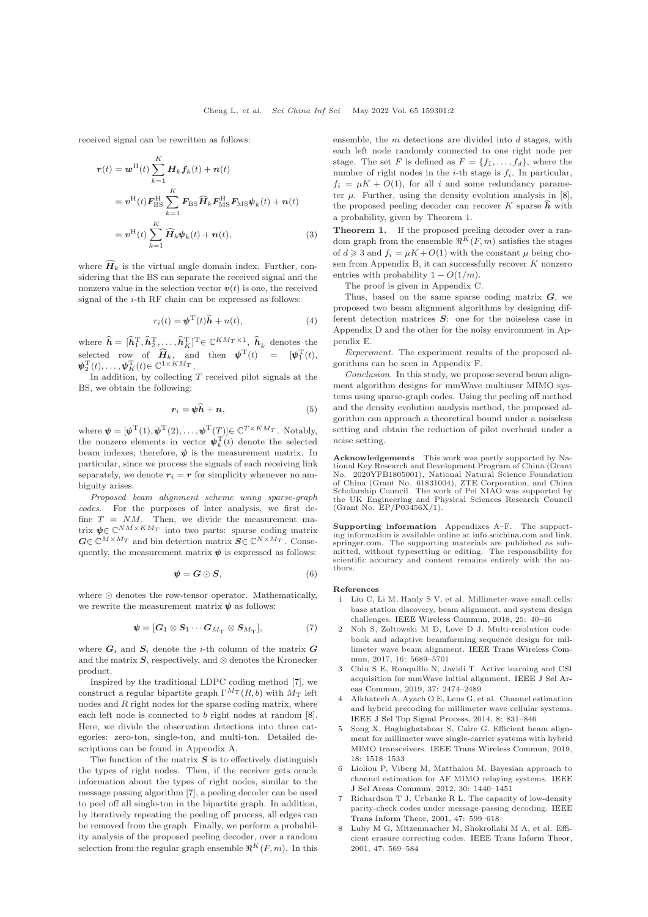received signal can be rewritten as follows:

$$
\begin{aligned}
\boldsymbol{r}(t) &= \boldsymbol{w}^{\mathrm{H}}(t)\sum_{k=1}^{K}\boldsymbol{H}_k\boldsymbol{f}_k(t)+\boldsymbol{n}(t)\\
&= \boldsymbol{v}^{\mathrm{H}}(t)\boldsymbol{F}_{\mathrm{BS}}^{\mathrm{H}}\sum_{k=1}^{K}\boldsymbol{F}_{\mathrm{BS}}\widehat{\boldsymbol{H}}_k\boldsymbol{F}_{\mathrm{MS}}^{\mathrm{H}}\boldsymbol{F}_{\mathrm{MS}}\boldsymbol{\psi}_k(t)+\boldsymbol{n}(t)\\
&= \boldsymbol{v}^{\mathrm{H}}(t)\sum_{k=1}^{K}\widehat{\boldsymbol{H}}_k\boldsymbol{\psi}_k(t)+\boldsymbol{n}(t),
\end{aligned} \tag{3}
$$

where $\widehat{\boldsymbol{H}}_k$ is the virtual angle domain index. Further, considering that the BS can separate the received signal and the nonzero value in the selection vector $\boldsymbol{v}(t)$ is one, the received signal of the $i$-th RF chain can be expressed as follows:

$$
r_i(t) = \boldsymbol{\psi}^{\mathrm{T}}(t)\widehat{\boldsymbol{h}} + n(t), \tag{4}
$$

where $\widehat{\boldsymbol{h}} = [\widehat{\boldsymbol{h}}_1^{\mathrm{T}}, \widehat{\boldsymbol{h}}_2^{\mathrm{T}}, \ldots, \widehat{\boldsymbol{h}}_K^{\mathrm{T}}]^{\mathrm{T}} \in \mathbb{C}^{KM_T\times 1}$, $\widehat{\boldsymbol{h}}_k$ denotes the selected row of $\widehat{\boldsymbol{H}}_k$, and then $\boldsymbol{\psi}^{\mathrm{T}}(t) = [\boldsymbol{\psi}_1^{\mathrm{T}}(t), \boldsymbol{\psi}_2^{\mathrm{T}}(t), \ldots, \boldsymbol{\psi}_K^{\mathrm{T}}(t) \in \mathbb{C}^{1\times KM_T}$.

In addition, by collecting $T$ received pilot signals at the BS, we obtain the following:

$$
\boldsymbol{r}_i = \boldsymbol{\psi}\widehat{\boldsymbol{h}} + \boldsymbol{n}, \tag{5}
$$

where $\boldsymbol{\psi} = [\boldsymbol{\psi}^{\mathrm{T}}(1), \boldsymbol{\psi}^{\mathrm{T}}(2), \ldots, \boldsymbol{\psi}^{\mathrm{T}}(T)] \in \mathbb{C}^{T\times KM_T}$. Notably, the nonzero elements in vector $\boldsymbol{\psi}_k^{\mathrm{T}}(t)$ denote the selected beam indexes; therefore, $\boldsymbol{\psi}$ is the measurement matrix. In particular, since we process the signals of each receiving link separately, we denote $\boldsymbol{r}_i = \boldsymbol{r}$ for simplicity whenever no ambiguity arises.

*Proposed beam alignment scheme using sparse-graph codes.* For the purposes of later analysis, we first define $T = NM$. Then, we divide the measurement matrix $\boldsymbol{\psi} \in \mathbb{C}^{NM\times KM_T}$ into two parts: sparse coding matrix $\boldsymbol{G} \in \mathbb{C}^{M\times M_T}$ and bin detection matrix $\boldsymbol{S} \in \mathbb{C}^{N\times M_T}$. Consequently, the measurement matrix $\boldsymbol{\psi}$ is expressed as follows:

$$
\boldsymbol{\psi} = \boldsymbol{G} \odot \boldsymbol{S}, \tag{6}
$$

where $\odot$ denotes the row-tensor operator. Mathematically, we rewrite the measurement matrix $\boldsymbol{\psi}$ as follows:

$$
\boldsymbol{\psi} = [\boldsymbol{G}_1 \otimes \boldsymbol{S}_1 \cdots \boldsymbol{G}_{M_{\mathrm{T}}} \otimes \boldsymbol{S}_{M_{\mathrm{T}}}], \tag{7}
$$

where $\boldsymbol{G}_i$ and $\boldsymbol{S}_i$ denote the $i$-th column of the matrix $\boldsymbol{G}$ and the matrix $\boldsymbol{S}$, respectively, and $\otimes$ denotes the Kronecker product.

Inspired by the traditional LDPC coding method [7], we construct a regular bipartite graph $\Gamma^{M_{\mathrm{T}}}(R, b)$ with $M_{\mathrm{T}}$ left nodes and $R$ right nodes for the sparse coding matrix, where each left node is connected to $b$ right nodes at random [8]. Here, we divide the observation detections into three categories: zero-ton, single-ton, and multi-ton. Detailed descriptions can be found in Appendix A.

The function of the matrix $\boldsymbol{S}$ is to effectively distinguish the types of right nodes. Then, if the receiver gets oracle information about the types of right nodes, similar to the message passing algorithm [7], a peeling decoder can be used to peel off all single-ton in the bipartite graph. In addition, by iteratively repeating the peeling off process, all edges can be removed from the graph. Finally, we perform a probability analysis of the proposed peeling decoder, over a random selection from the regular graph ensemble $\Re^K(F, m)$. In this ensemble, the $m$ detections are divided into $d$ stages, with each left node randomly connected to one right node per stage. The set $F$ is defined as $F = \{f_1, \ldots, f_d\}$, where the number of right nodes in the $i$-th stage is $f_i$. In particular, $f_i = \mu K + O(1)$, for all $i$ and some redundancy parameter $\mu$. Further, using the density evolution analysis in [8], the proposed peeling decoder can recover $K$ sparse $\widehat{\boldsymbol{h}}$ with a probability, given by Theorem 1.

**Theorem 1.** If the proposed peeling decoder over a random graph from the ensemble $\Re^K(F, m)$ satisfies the stages of $d \geqslant 3$ and $f_i = \mu K + O(1)$ with the constant $\mu$ being chosen from Appendix B, it can successfully recover $K$ nonzero entries with probability $1 - O(1/m)$.

The proof is given in Appendix C.

Thus, based on the same sparse coding matrix $\boldsymbol{G}$, we proposed two beam alignment algorithms by designing different detection matrices $\boldsymbol{S}$: one for the noiseless case in Appendix D and the other for the noisy environment in Appendix E.

*Experiment.* The experiment results of the proposed algorithms can be seen in Appendix F.

*Conclusion.* In this study, we propose several beam alignment algorithm designs for mmWave multiuser MIMO systems using sparse-graph codes. Using the peeling off method and the density evolution analysis method, the proposed algorithm can approach a theoretical bound under a noiseless setting and obtain the reduction of pilot overhead under a noise setting.

**Acknowledgements** This work was partly supported by National Key Research and Development Program of China (Grant No. 2020YFB1805001), National Natural Science Foundation of China (Grant No. 61831004), ZTE Corporation, and China Scholarship Council. The work of Pei XIAO was supported by the UK Engineering and Physical Sciences Research Council (Grant No. EP/P03456X/1).

**Supporting information** Appendixes A–F. The supporting information is available online at info.scichina.com and link.springer.com. The supporting materials are published as submitted, without typesetting or editing. The responsibility for scientific accuracy and content remains entirely with the authors.

**References**

1. Liu C, Li M, Hanly S V, et al. Millimeter-wave small cells: base station discovery, beam alignment, and system design challenges. IEEE Wireless Commun, 2018, 25: 40–46
2. Noh S, Zoltowski M D, Love D J. Multi-resolution codebook and adaptive beamforming sequence design for millimeter wave beam alignment. IEEE Trans Wireless Commun, 2017, 16: 5689–5701
3. Chiu S E, Ronquillo N, Javidi T. Active learning and CSI acquisition for mmWave initial alignment. IEEE J Sel Areas Commun, 2019, 37: 2474–2489
4. Alkhateeb A, Ayach O E, Leus G, et al. Channel estimation and hybrid precoding for millimeter wave cellular systems. IEEE J Sel Top Signal Process, 2014, 8: 831–846
5. Song X, Haghighatshoar S, Caire G. Efficient beam alignment for millimeter wave single-carrier systems with hybrid MIMO transceivers. IEEE Trans Wireless Commun, 2019, 18: 1518–1533
6. Lioliou P, Viberg M, Matthaiou M. Bayesian approach to channel estimation for AF MIMO relaying systems. IEEE J Sel Areas Commun, 2012, 30: 1440–1451
7. Richardson T J, Urbanke R L. The capacity of low-density parity-check codes under message-passing decoding. IEEE Trans Inform Theor, 2001, 47: 599–618
8. Luby M G, Mitzenmacher M, Shokrollahi M A, et al. Efficient erasure correcting codes. IEEE Trans Inform Theor, 2001, 47: 569–584